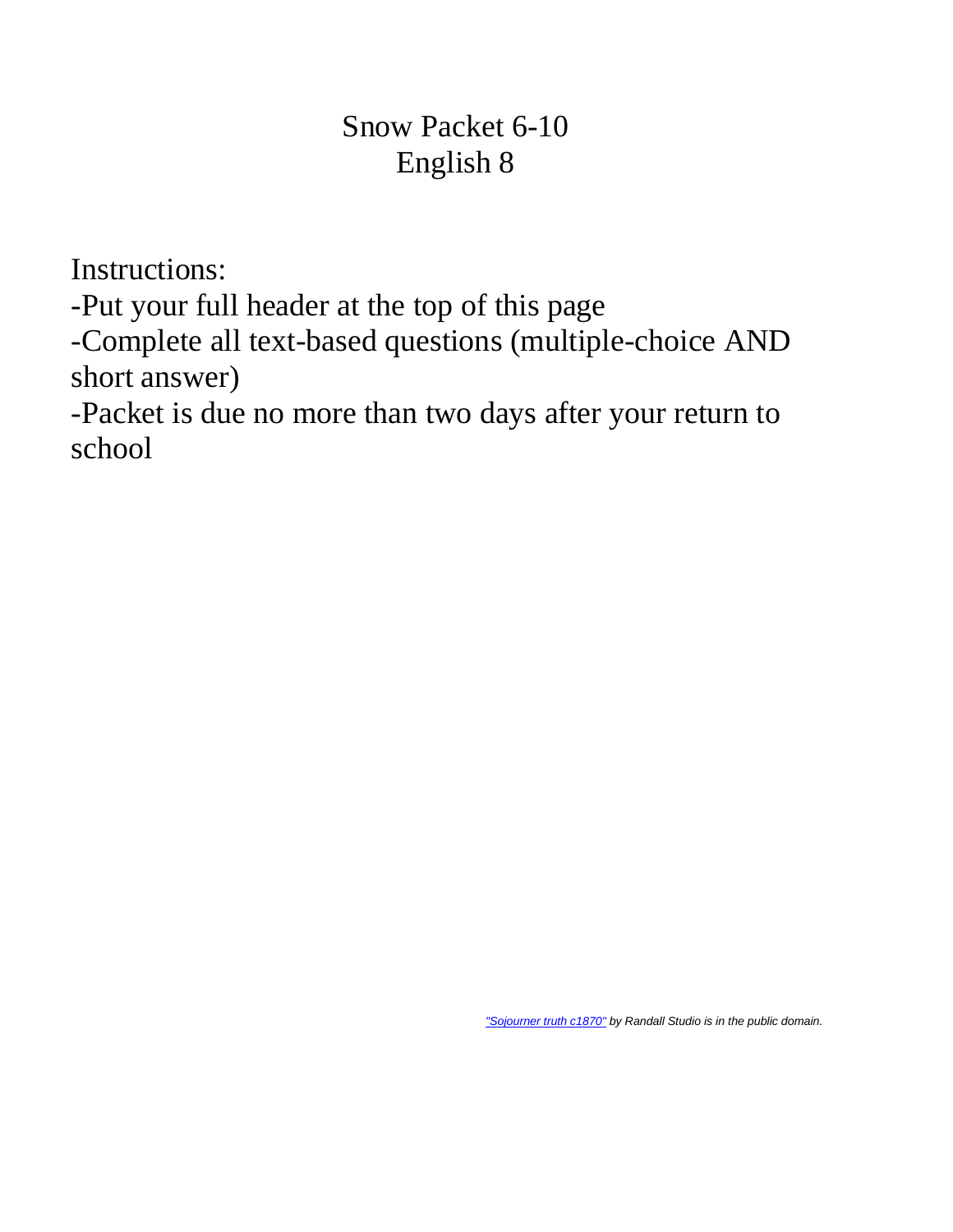# Snow Packet 6-10
# English 8

Instructions:

-Put your full header at the top of this page

-Complete all text-based questions (multiple-choice AND short answer)

-Packet is due no more than two days after your return to school

*"Sojourner truth c1870" by Randall Studio is in the public domain.*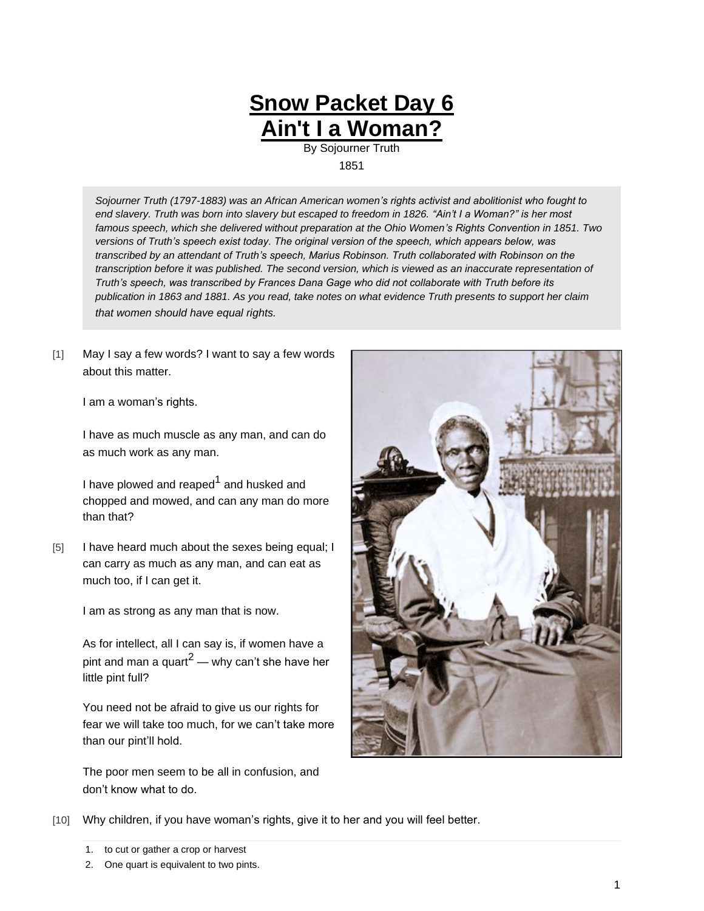# Snow Packet Day 6
# Ain't I a Woman?

By Sojourner Truth

1851

*Sojourner Truth (1797-1883) was an African American women's rights activist and abolitionist who fought to end slavery. Truth was born into slavery but escaped to freedom in 1826. "Ain't I a Woman?" is her most famous speech, which she delivered without preparation at the Ohio Women's Rights Convention in 1851. Two versions of Truth's speech exist today. The original version of the speech, which appears below, was transcribed by an attendant of Truth's speech, Marius Robinson. Truth collaborated with Robinson on the transcription before it was published. The second version, which is viewed as an inaccurate representation of Truth's speech, was transcribed by Frances Dana Gage who did not collaborate with Truth before its publication in 1863 and 1881. As you read, take notes on what evidence Truth presents to support her claim that women should have equal rights.*

[1] May I say a few words? I want to say a few words about this matter.

I am a woman's rights.

I have as much muscle as any man, and can do as much work as any man.

I have plowed and reaped[1] and husked and chopped and mowed, and can any man do more than that?

[5] I have heard much about the sexes being equal; I can carry as much as any man, and can eat as much too, if I can get it.

I am as strong as any man that is now.

As for intellect, all I can say is, if women have a pint and man a quart[2] — why can't she have her little pint full?

You need not be afraid to give us our rights for fear we will take too much, for we can't take more than our pint'll hold.

The poor men seem to be all in confusion, and don't know what to do.

[10] Why children, if you have woman's rights, give it to her and you will feel better.

1. to cut or gather a crop or harvest
2. One quart is equivalent to two pints.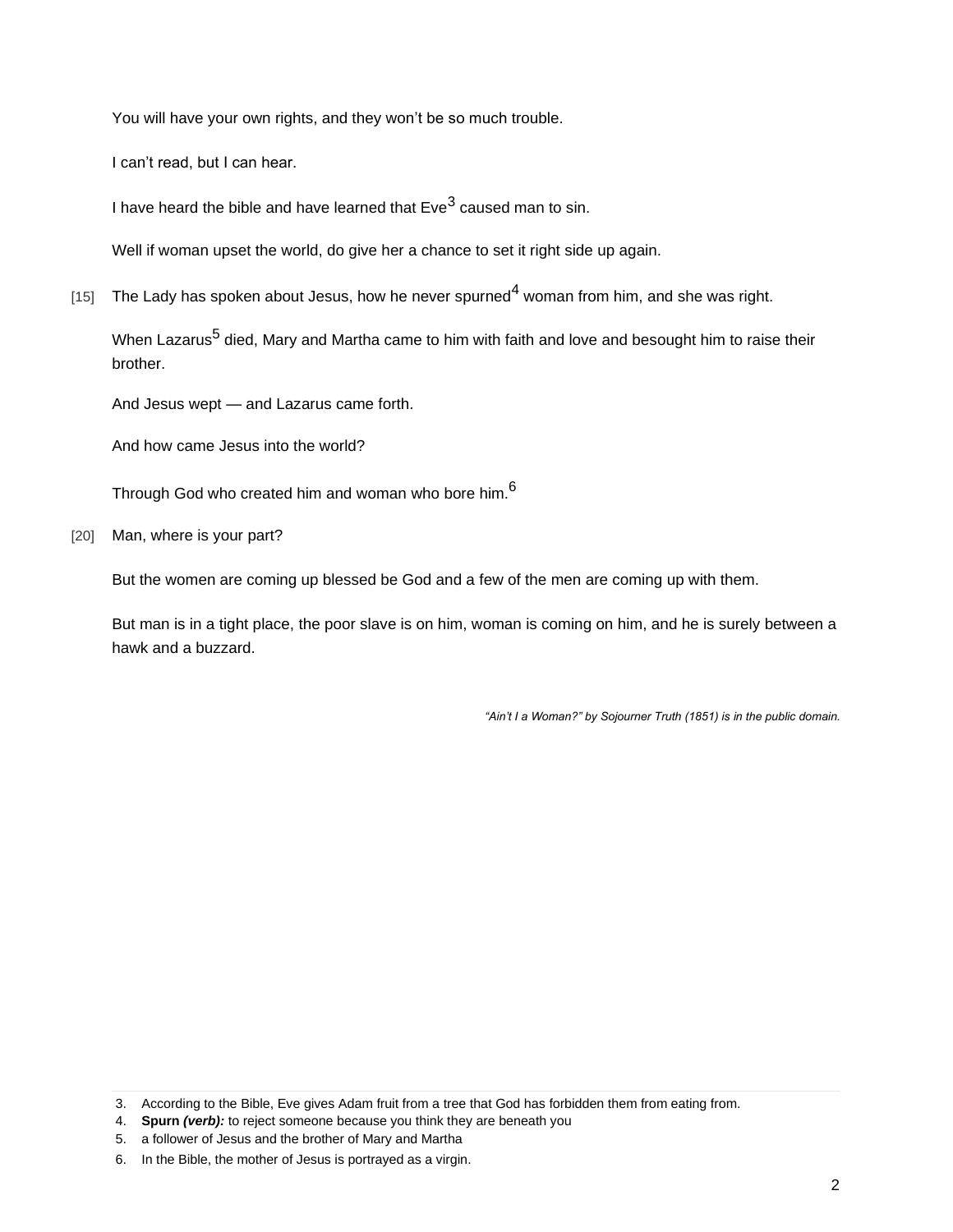You will have your own rights, and they won't be so much trouble.

I can't read, but I can hear.

I have heard the bible and have learned that Eve[3] caused man to sin.

Well if woman upset the world, do give her a chance to set it right side up again.

[15] The Lady has spoken about Jesus, how he never spurned[4] woman from him, and she was right.

When Lazarus[5] died, Mary and Martha came to him with faith and love and besought him to raise their brother.

And Jesus wept — and Lazarus came forth.

And how came Jesus into the world?

Through God who created him and woman who bore him.[6]

[20] Man, where is your part?

But the women are coming up blessed be God and a few of the men are coming up with them.

But man is in a tight place, the poor slave is on him, woman is coming on him, and he is surely between a hawk and a buzzard.

*"Ain't I a Woman?" by Sojourner Truth (1851) is in the public domain.*

---

3. According to the Bible, Eve gives Adam fruit from a tree that God has forbidden them from eating from.
4. **Spurn** ***(verb):*** to reject someone because you think they are beneath you
5. a follower of Jesus and the brother of Mary and Martha
6. In the Bible, the mother of Jesus is portrayed as a virgin.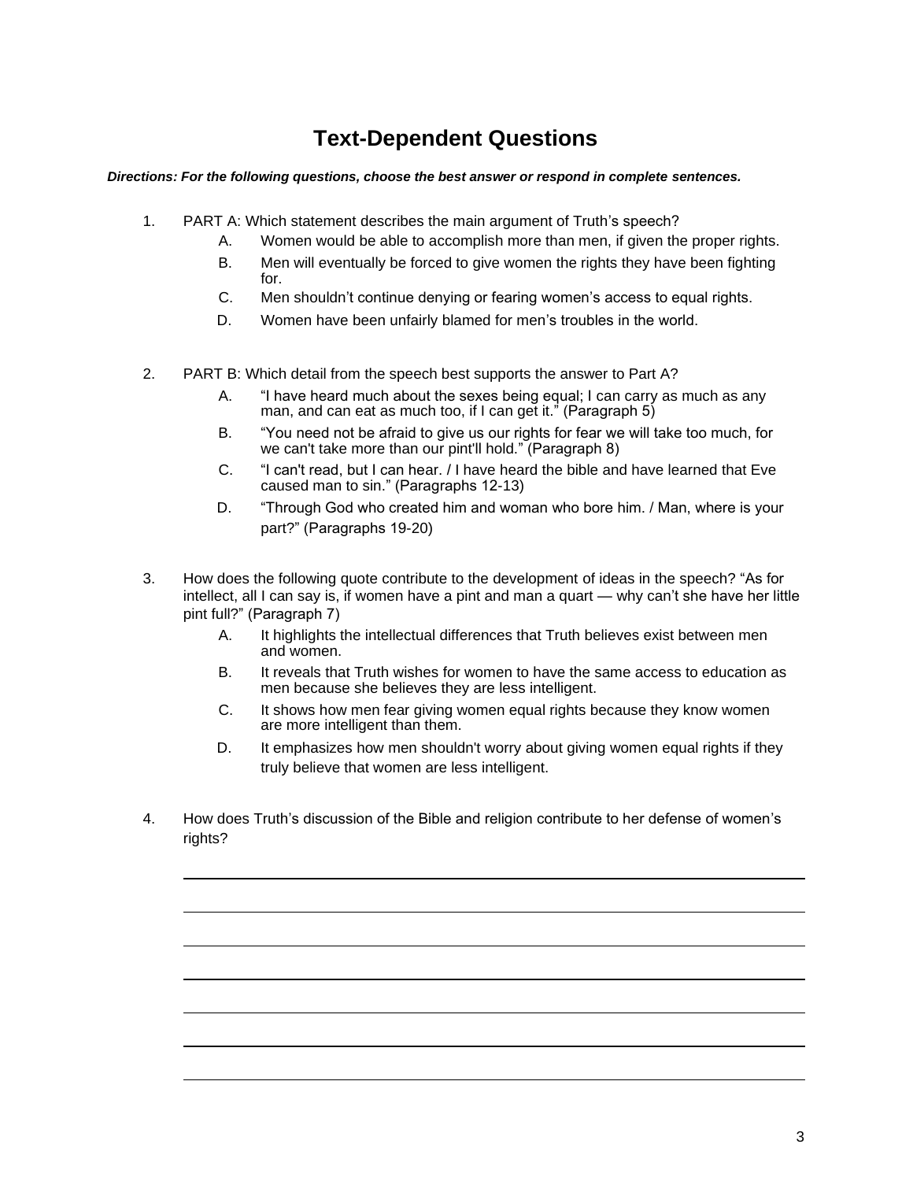# Text-Dependent Questions

***Directions: For the following questions, choose the best answer or respond in complete sentences.***

1. PART A: Which statement describes the main argument of Truth's speech?
   A. Women would be able to accomplish more than men, if given the proper rights.
   B. Men will eventually be forced to give women the rights they have been fighting for.
   C. Men shouldn't continue denying or fearing women's access to equal rights.
   D. Women have been unfairly blamed for men's troubles in the world.

2. PART B: Which detail from the speech best supports the answer to Part A?
   A. "I have heard much about the sexes being equal; I can carry as much as any man, and can eat as much too, if I can get it." (Paragraph 5)
   B. "You need not be afraid to give us our rights for fear we will take too much, for we can't take more than our pint'll hold." (Paragraph 8)
   C. "I can't read, but I can hear. / I have heard the bible and have learned that Eve caused man to sin." (Paragraphs 12-13)
   D. "Through God who created him and woman who bore him. / Man, where is your part?" (Paragraphs 19-20)

3. How does the following quote contribute to the development of ideas in the speech? "As for intellect, all I can say is, if women have a pint and man a quart — why can't she have her little pint full?" (Paragraph 7)
   A. It highlights the intellectual differences that Truth believes exist between men and women.
   B. It reveals that Truth wishes for women to have the same access to education as men because she believes they are less intelligent.
   C. It shows how men fear giving women equal rights because they know women are more intelligent than them.
   D. It emphasizes how men shouldn't worry about giving women equal rights if they truly believe that women are less intelligent.

4. How does Truth's discussion of the Bible and religion contribute to her defense of women's rights?

______________________________________________________________________

______________________________________________________________________

______________________________________________________________________

______________________________________________________________________

______________________________________________________________________

______________________________________________________________________

______________________________________________________________________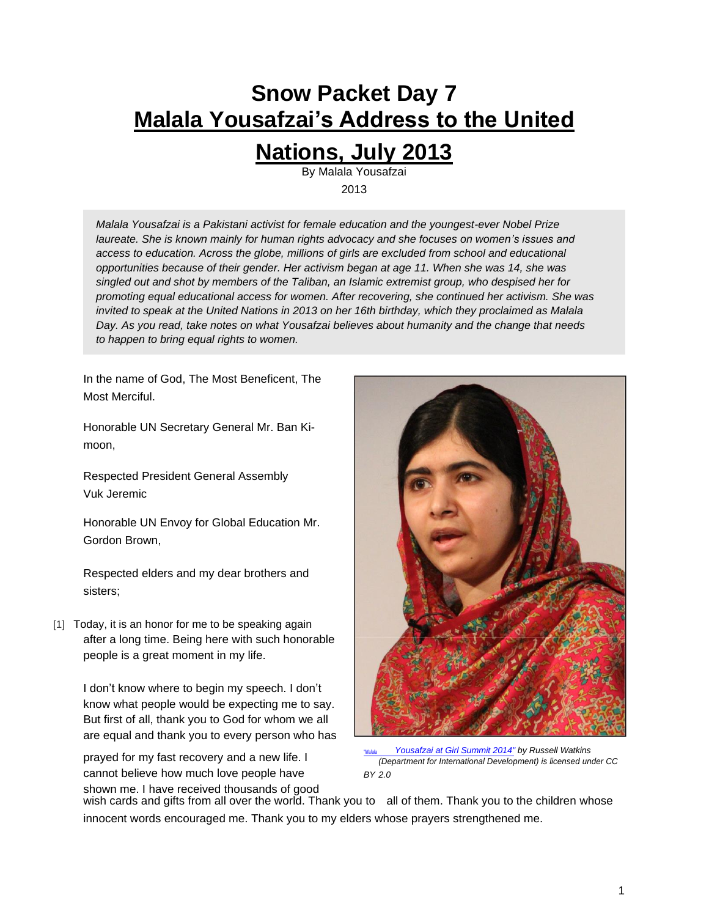# Snow Packet Day 7

# Malala Yousafzai's Address to the United Nations, July 2013

By Malala Yousafzai

2013

*Malala Yousafzai is a Pakistani activist for female education and the youngest-ever Nobel Prize laureate. She is known mainly for human rights advocacy and she focuses on women's issues and access to education. Across the globe, millions of girls are excluded from school and educational opportunities because of their gender. Her activism began at age 11. When she was 14, she was singled out and shot by members of the Taliban, an Islamic extremist group, who despised her for promoting equal educational access for women. After recovering, she continued her activism. She was invited to speak at the United Nations in 2013 on her 16th birthday, which they proclaimed as Malala Day. As you read, take notes on what Yousafzai believes about humanity and the change that needs to happen to bring equal rights to women.*

In the name of God, The Most Beneficent, The Most Merciful.

Honorable UN Secretary General Mr. Ban Ki-moon,

Respected President General Assembly Vuk Jeremic

Honorable UN Envoy for Global Education Mr. Gordon Brown,

Respected elders and my dear brothers and sisters;

[1] Today, it is an honor for me to be speaking again after a long time. Being here with such honorable people is a great moment in my life.

I don't know where to begin my speech. I don't know what people would be expecting me to say. But first of all, thank you to God for whom we all are equal and thank you to every person who has prayed for my fast recovery and a new life. I cannot believe how much love people have shown me. I have received thousands of good wish cards and gifts from all over the world. Thank you to all of them. Thank you to the children whose innocent words encouraged me. Thank you to my elders whose prayers strengthened me.

"Malala Yousafzai at Girl Summit 2014" by Russell Watkins (Department for International Development) is licensed under CC BY 2.0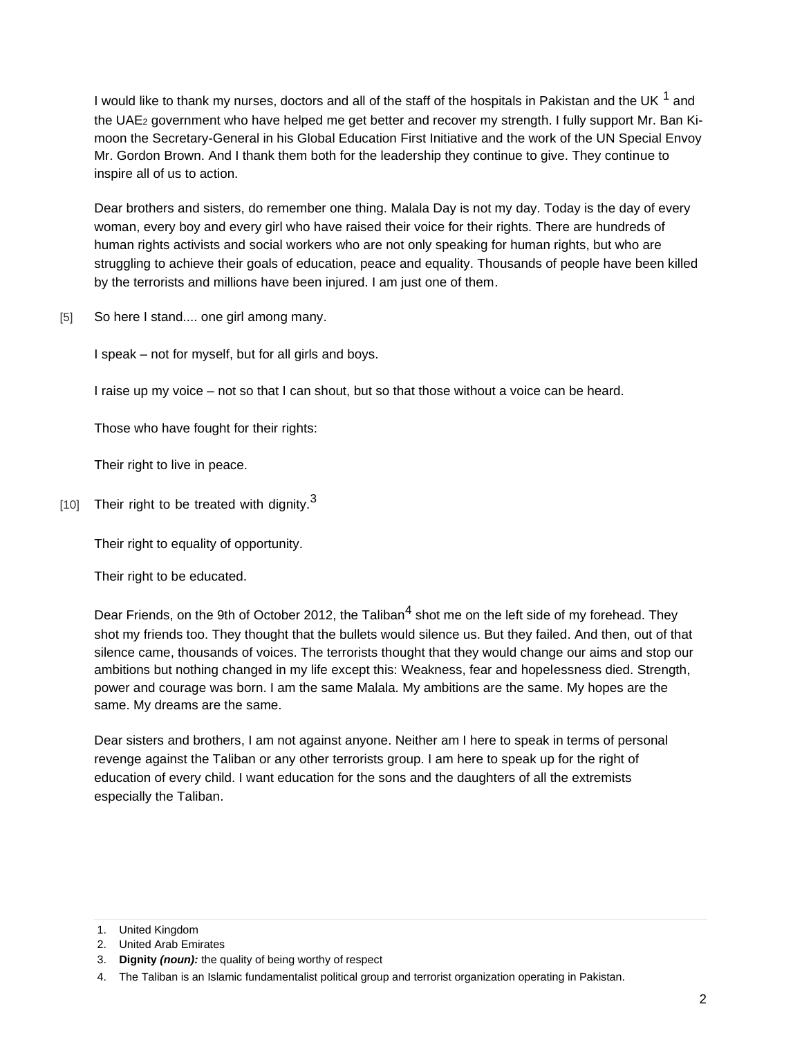I would like to thank my nurses, doctors and all of the staff of the hospitals in Pakistan and the UK [1] and the UAE[2] government who have helped me get better and recover my strength. I fully support Mr. Ban Ki-moon the Secretary-General in his Global Education First Initiative and the work of the UN Special Envoy Mr. Gordon Brown. And I thank them both for the leadership they continue to give. They continue to inspire all of us to action.

Dear brothers and sisters, do remember one thing. Malala Day is not my day. Today is the day of every woman, every boy and every girl who have raised their voice for their rights. There are hundreds of human rights activists and social workers who are not only speaking for human rights, but who are struggling to achieve their goals of education, peace and equality. Thousands of people have been killed by the terrorists and millions have been injured. I am just one of them.

[5] So here I stand.... one girl among many.

I speak – not for myself, but for all girls and boys.

I raise up my voice – not so that I can shout, but so that those without a voice can be heard.

Those who have fought for their rights:

Their right to live in peace.

[10] Their right to be treated with dignity.[3]

Their right to equality of opportunity.

Their right to be educated.

Dear Friends, on the 9th of October 2012, the Taliban[4] shot me on the left side of my forehead. They shot my friends too. They thought that the bullets would silence us. But they failed. And then, out of that silence came, thousands of voices. The terrorists thought that they would change our aims and stop our ambitions but nothing changed in my life except this: Weakness, fear and hopelessness died. Strength, power and courage was born. I am the same Malala. My ambitions are the same. My hopes are the same. My dreams are the same.

Dear sisters and brothers, I am not against anyone. Neither am I here to speak in terms of personal revenge against the Taliban or any other terrorists group. I am here to speak up for the right of education of every child. I want education for the sons and the daughters of all the extremists especially the Taliban.

---

1. United Kingdom
2. United Arab Emirates
3. **Dignity** ***(noun):*** the quality of being worthy of respect
4. The Taliban is an Islamic fundamentalist political group and terrorist organization operating in Pakistan.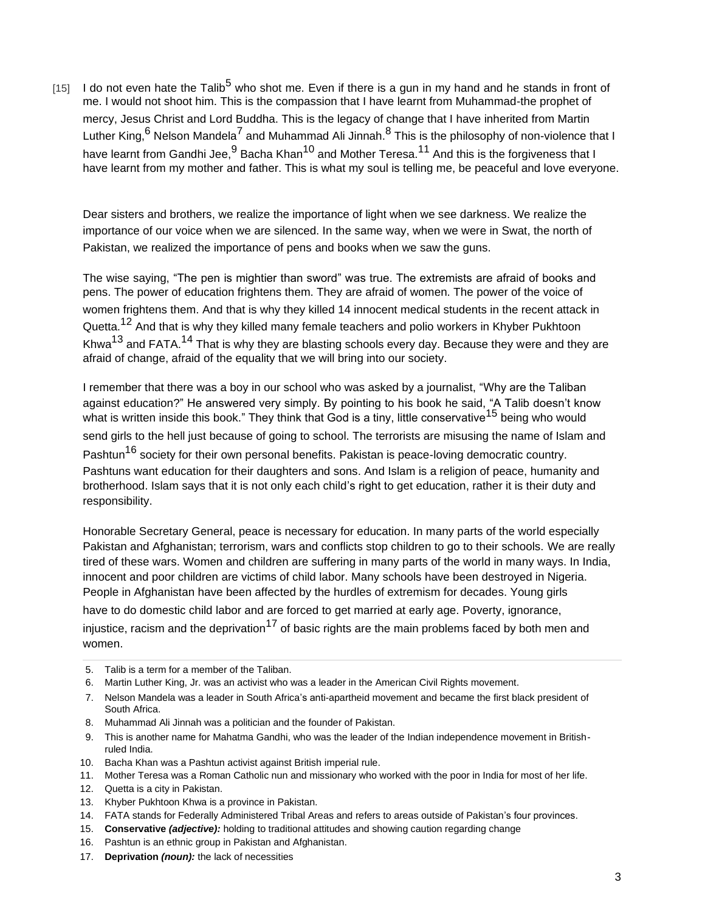[15] I do not even hate the Talib[5] who shot me. Even if there is a gun in my hand and he stands in front of me. I would not shoot him. This is the compassion that I have learnt from Muhammad-the prophet of mercy, Jesus Christ and Lord Buddha. This is the legacy of change that I have inherited from Martin Luther King,[6] Nelson Mandela[7] and Muhammad Ali Jinnah.[8] This is the philosophy of non-violence that I have learnt from Gandhi Jee,[9] Bacha Khan[10] and Mother Teresa.[11] And this is the forgiveness that I have learnt from my mother and father. This is what my soul is telling me, be peaceful and love everyone.

Dear sisters and brothers, we realize the importance of light when we see darkness. We realize the importance of our voice when we are silenced. In the same way, when we were in Swat, the north of Pakistan, we realized the importance of pens and books when we saw the guns.

The wise saying, "The pen is mightier than sword" was true. The extremists are afraid of books and pens. The power of education frightens them. They are afraid of women. The power of the voice of women frightens them. And that is why they killed 14 innocent medical students in the recent attack in Quetta.[12] And that is why they killed many female teachers and polio workers in Khyber Pukhtoon Khwa[13] and FATA.[14] That is why they are blasting schools every day. Because they were and they are afraid of change, afraid of the equality that we will bring into our society.

I remember that there was a boy in our school who was asked by a journalist, "Why are the Taliban against education?" He answered very simply. By pointing to his book he said, "A Talib doesn't know what is written inside this book." They think that God is a tiny, little conservative[15] being who would send girls to the hell just because of going to school. The terrorists are misusing the name of Islam and Pashtun[16] society for their own personal benefits. Pakistan is peace-loving democratic country. Pashtuns want education for their daughters and sons. And Islam is a religion of peace, humanity and brotherhood. Islam says that it is not only each child's right to get education, rather it is their duty and responsibility.

Honorable Secretary General, peace is necessary for education. In many parts of the world especially Pakistan and Afghanistan; terrorism, wars and conflicts stop children to go to their schools. We are really tired of these wars. Women and children are suffering in many parts of the world in many ways. In India, innocent and poor children are victims of child labor. Many schools have been destroyed in Nigeria. People in Afghanistan have been affected by the hurdles of extremism for decades. Young girls have to do domestic child labor and are forced to get married at early age. Poverty, ignorance, injustice, racism and the deprivation[17] of basic rights are the main problems faced by both men and women.

---

5. Talib is a term for a member of the Taliban.
6. Martin Luther King, Jr. was an activist who was a leader in the American Civil Rights movement.
7. Nelson Mandela was a leader in South Africa's anti-apartheid movement and became the first black president of South Africa.
8. Muhammad Ali Jinnah was a politician and the founder of Pakistan.
9. This is another name for Mahatma Gandhi, who was the leader of the Indian independence movement in British-ruled India.
10. Bacha Khan was a Pashtun activist against British imperial rule.
11. Mother Teresa was a Roman Catholic nun and missionary who worked with the poor in India for most of her life.
12. Quetta is a city in Pakistan.
13. Khyber Pukhtoon Khwa is a province in Pakistan.
14. FATA stands for Federally Administered Tribal Areas and refers to areas outside of Pakistan's four provinces.
15. **Conservative *(adjective):*** holding to traditional attitudes and showing caution regarding change
16. Pashtun is an ethnic group in Pakistan and Afghanistan.
17. **Deprivation *(noun):*** the lack of necessities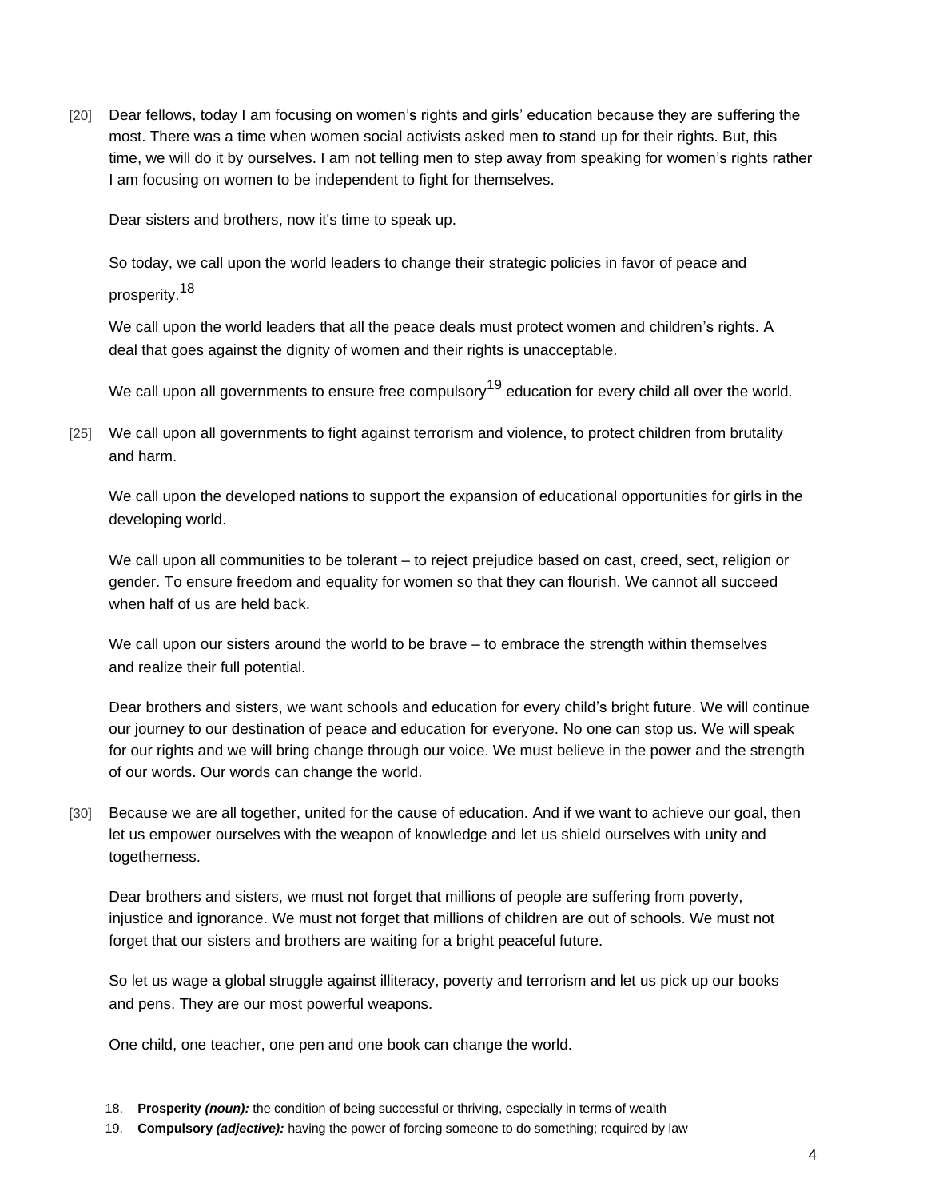[20] Dear fellows, today I am focusing on women's rights and girls' education because they are suffering the most. There was a time when women social activists asked men to stand up for their rights. But, this time, we will do it by ourselves. I am not telling men to step away from speaking for women's rights rather I am focusing on women to be independent to fight for themselves.

Dear sisters and brothers, now it's time to speak up.

So today, we call upon the world leaders to change their strategic policies in favor of peace and prosperity.[18]

We call upon the world leaders that all the peace deals must protect women and children's rights. A deal that goes against the dignity of women and their rights is unacceptable.

We call upon all governments to ensure free compulsory[19] education for every child all over the world.

[25] We call upon all governments to fight against terrorism and violence, to protect children from brutality and harm.

We call upon the developed nations to support the expansion of educational opportunities for girls in the developing world.

We call upon all communities to be tolerant – to reject prejudice based on cast, creed, sect, religion or gender. To ensure freedom and equality for women so that they can flourish. We cannot all succeed when half of us are held back.

We call upon our sisters around the world to be brave – to embrace the strength within themselves and realize their full potential.

Dear brothers and sisters, we want schools and education for every child's bright future. We will continue our journey to our destination of peace and education for everyone. No one can stop us. We will speak for our rights and we will bring change through our voice. We must believe in the power and the strength of our words. Our words can change the world.

[30] Because we are all together, united for the cause of education. And if we want to achieve our goal, then let us empower ourselves with the weapon of knowledge and let us shield ourselves with unity and togetherness.

Dear brothers and sisters, we must not forget that millions of people are suffering from poverty, injustice and ignorance. We must not forget that millions of children are out of schools. We must not forget that our sisters and brothers are waiting for a bright peaceful future.

So let us wage a global struggle against illiteracy, poverty and terrorism and let us pick up our books and pens. They are our most powerful weapons.

One child, one teacher, one pen and one book can change the world.

---

18. **Prosperity** ***(noun):*** the condition of being successful or thriving, especially in terms of wealth
19. **Compulsory** ***(adjective):*** having the power of forcing someone to do something; required by law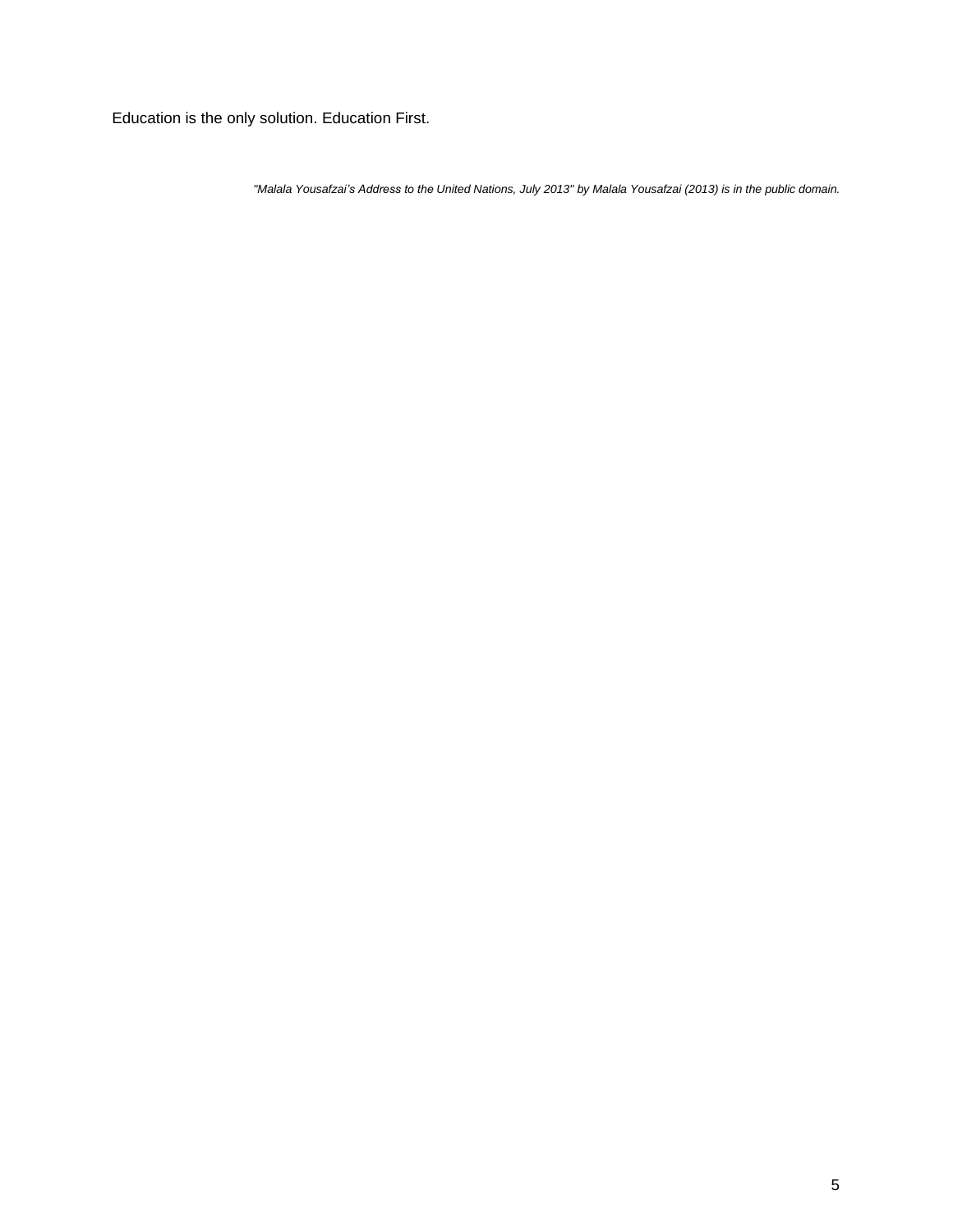Education is the only solution. Education First.

*"Malala Yousafzai's Address to the United Nations, July 2013" by Malala Yousafzai (2013) is in the public domain.*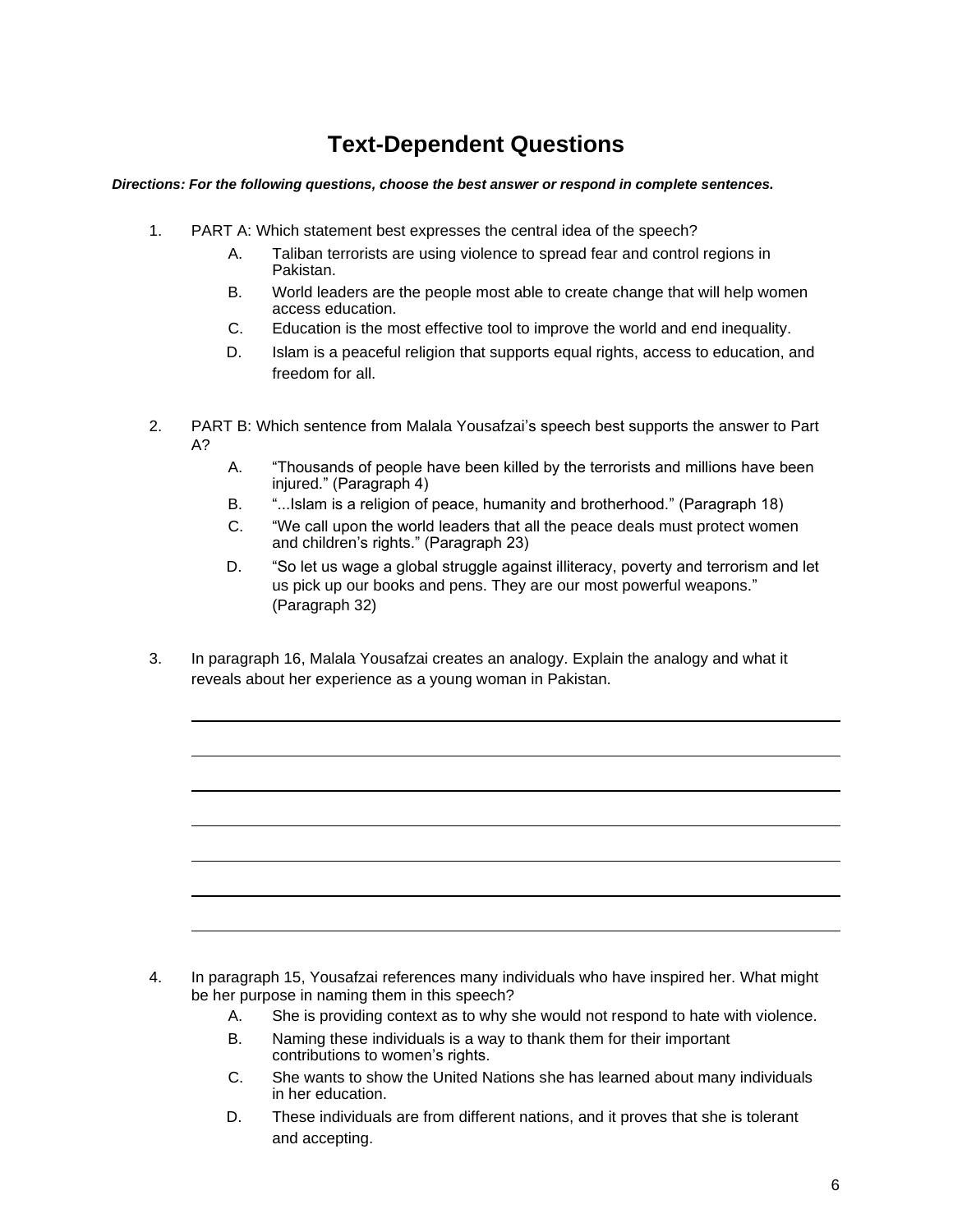# Text-Dependent Questions

***Directions: For the following questions, choose the best answer or respond in complete sentences.***

1. PART A: Which statement best expresses the central idea of the speech?
   - A. Taliban terrorists are using violence to spread fear and control regions in Pakistan.
   - B. World leaders are the people most able to create change that will help women access education.
   - C. Education is the most effective tool to improve the world and end inequality.
   - D. Islam is a peaceful religion that supports equal rights, access to education, and freedom for all.

2. PART B: Which sentence from Malala Yousafzai's speech best supports the answer to Part A?
   - A. "Thousands of people have been killed by the terrorists and millions have been injured." (Paragraph 4)
   - B. "...Islam is a religion of peace, humanity and brotherhood." (Paragraph 18)
   - C. "We call upon the world leaders that all the peace deals must protect women and children's rights." (Paragraph 23)
   - D. "So let us wage a global struggle against illiteracy, poverty and terrorism and let us pick up our books and pens. They are our most powerful weapons." (Paragraph 32)

3. In paragraph 16, Malala Yousafzai creates an analogy. Explain the analogy and what it reveals about her experience as a young woman in Pakistan.

4. In paragraph 15, Yousafzai references many individuals who have inspired her. What might be her purpose in naming them in this speech?
   - A. She is providing context as to why she would not respond to hate with violence.
   - B. Naming these individuals is a way to thank them for their important contributions to women's rights.
   - C. She wants to show the United Nations she has learned about many individuals in her education.
   - D. These individuals are from different nations, and it proves that she is tolerant and accepting.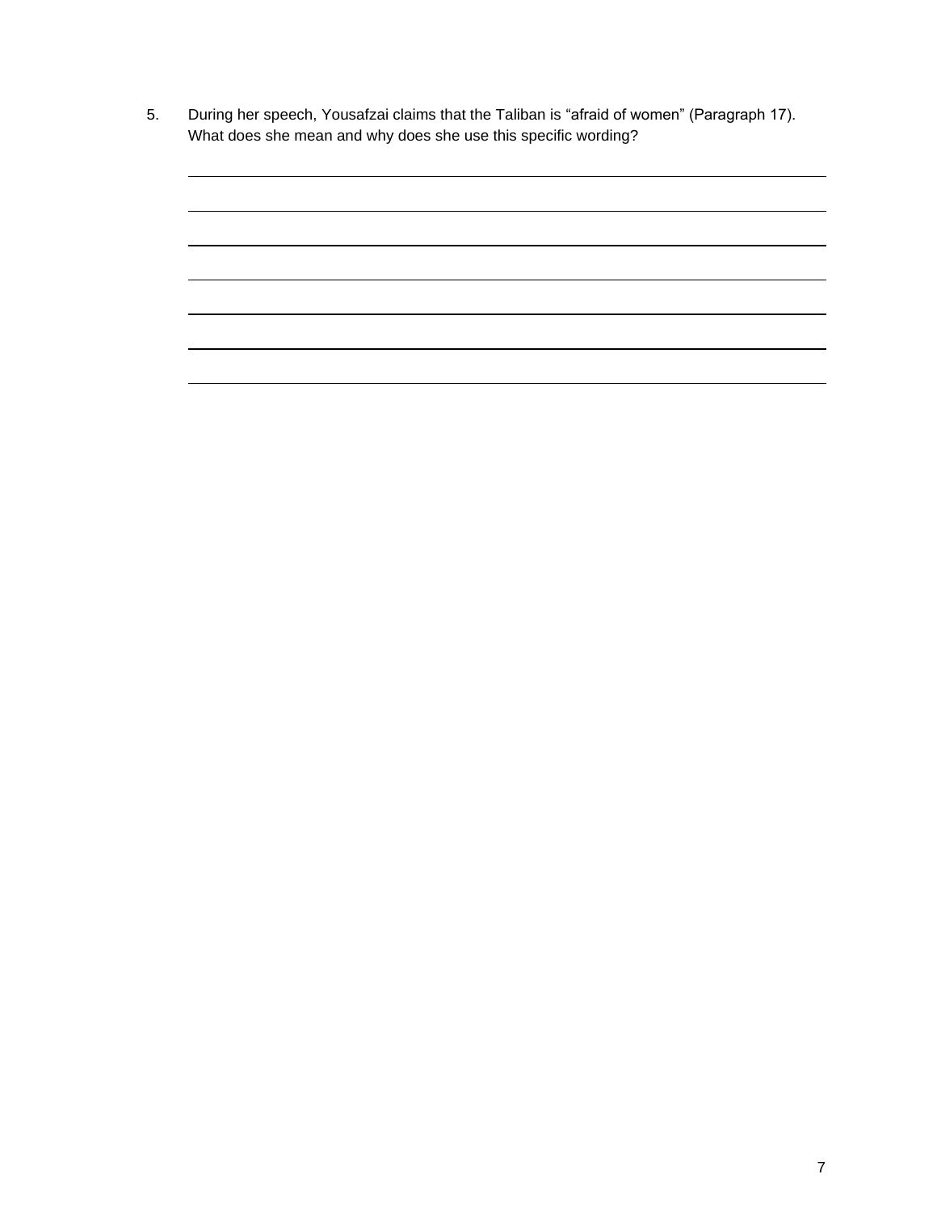5. During her speech, Yousafzai claims that the Taliban is “afraid of women” (Paragraph 17). What does she mean and why does she use this specific wording?

\_\_\_\_\_\_\_\_\_\_\_\_\_\_\_\_\_\_\_\_\_\_\_\_\_\_\_\_\_\_\_\_\_\_\_\_\_\_\_\_\_\_\_\_\_\_\_\_\_\_\_\_\_\_\_\_\_\_\_\_\_\_\_\_\_\_\_\_\_\_\_\_

\_\_\_\_\_\_\_\_\_\_\_\_\_\_\_\_\_\_\_\_\_\_\_\_\_\_\_\_\_\_\_\_\_\_\_\_\_\_\_\_\_\_\_\_\_\_\_\_\_\_\_\_\_\_\_\_\_\_\_\_\_\_\_\_\_\_\_\_\_\_\_\_

\_\_\_\_\_\_\_\_\_\_\_\_\_\_\_\_\_\_\_\_\_\_\_\_\_\_\_\_\_\_\_\_\_\_\_\_\_\_\_\_\_\_\_\_\_\_\_\_\_\_\_\_\_\_\_\_\_\_\_\_\_\_\_\_\_\_\_\_\_\_\_\_

\_\_\_\_\_\_\_\_\_\_\_\_\_\_\_\_\_\_\_\_\_\_\_\_\_\_\_\_\_\_\_\_\_\_\_\_\_\_\_\_\_\_\_\_\_\_\_\_\_\_\_\_\_\_\_\_\_\_\_\_\_\_\_\_\_\_\_\_\_\_\_\_

\_\_\_\_\_\_\_\_\_\_\_\_\_\_\_\_\_\_\_\_\_\_\_\_\_\_\_\_\_\_\_\_\_\_\_\_\_\_\_\_\_\_\_\_\_\_\_\_\_\_\_\_\_\_\_\_\_\_\_\_\_\_\_\_\_\_\_\_\_\_\_\_

\_\_\_\_\_\_\_\_\_\_\_\_\_\_\_\_\_\_\_\_\_\_\_\_\_\_\_\_\_\_\_\_\_\_\_\_\_\_\_\_\_\_\_\_\_\_\_\_\_\_\_\_\_\_\_\_\_\_\_\_\_\_\_\_\_\_\_\_\_\_\_\_

\_\_\_\_\_\_\_\_\_\_\_\_\_\_\_\_\_\_\_\_\_\_\_\_\_\_\_\_\_\_\_\_\_\_\_\_\_\_\_\_\_\_\_\_\_\_\_\_\_\_\_\_\_\_\_\_\_\_\_\_\_\_\_\_\_\_\_\_\_\_\_\_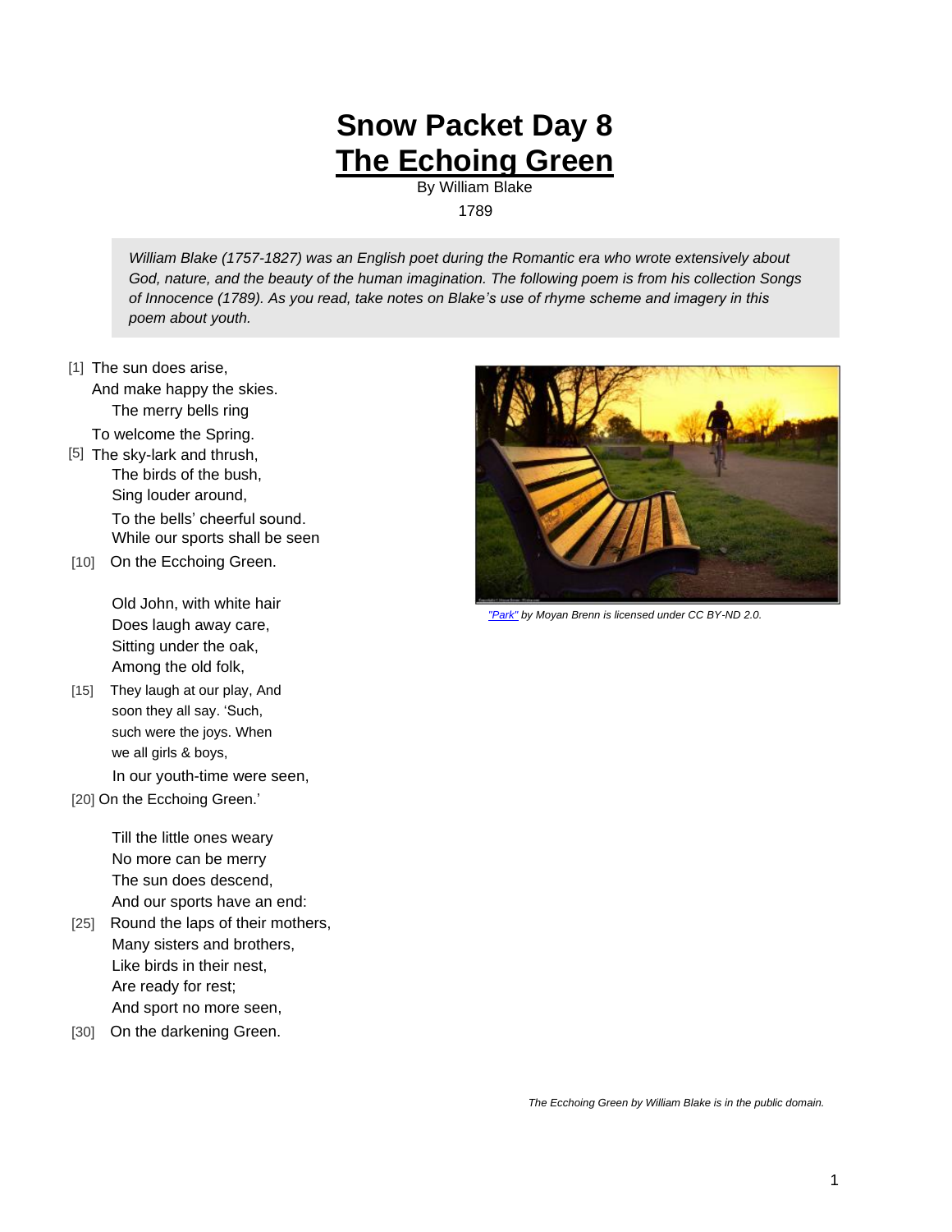# Snow Packet Day 8

# The Echoing Green

By William Blake

1789

*William Blake (1757-1827) was an English poet during the Romantic era who wrote extensively about God, nature, and the beauty of the human imagination. The following poem is from his collection Songs of Innocence (1789). As you read, take notes on Blake's use of rhyme scheme and imagery in this poem about youth.*

[1] The sun does arise,
And make happy the skies.
The merry bells ring
To welcome the Spring.
[5] The sky-lark and thrush,
The birds of the bush,
Sing louder around,
To the bells' cheerful sound.
While our sports shall be seen
[10] On the Ecchoing Green.

Old John, with white hair
Does laugh away care,
Sitting under the oak,
Among the old folk,
[15] They laugh at our play, And
soon they all say. 'Such,
such were the joys. When
we all girls & boys,
In our youth-time were seen,
[20] On the Ecchoing Green.'

Till the little ones weary
No more can be merry
The sun does descend,
And our sports have an end:
[25] Round the laps of their mothers,
Many sisters and brothers,
Like birds in their nest,
Are ready for rest;
And sport no more seen,
[30] On the darkening Green.

*"Park" by Moyan Brenn is licensed under CC BY-ND 2.0.*

*The Ecchoing Green by William Blake is in the public domain.*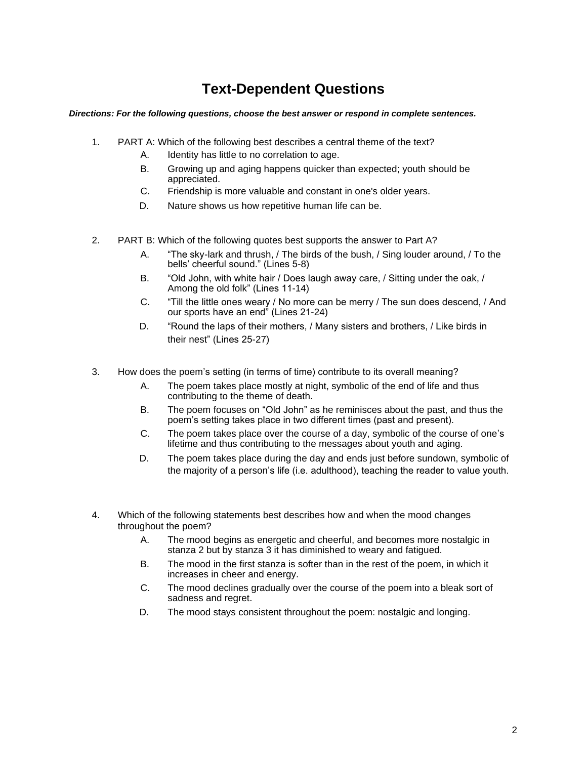# Text-Dependent Questions

***Directions: For the following questions, choose the best answer or respond in complete sentences.***

1. PART A: Which of the following best describes a central theme of the text?
   - A. Identity has little to no correlation to age.
   - B. Growing up and aging happens quicker than expected; youth should be appreciated.
   - C. Friendship is more valuable and constant in one's older years.
   - D. Nature shows us how repetitive human life can be.

2. PART B: Which of the following quotes best supports the answer to Part A?
   - A. "The sky-lark and thrush, / The birds of the bush, / Sing louder around, / To the bells' cheerful sound." (Lines 5-8)
   - B. "Old John, with white hair / Does laugh away care, / Sitting under the oak, / Among the old folk" (Lines 11-14)
   - C. "Till the little ones weary / No more can be merry / The sun does descend, / And our sports have an end" (Lines 21-24)
   - D. "Round the laps of their mothers, / Many sisters and brothers, / Like birds in their nest" (Lines 25-27)

3. How does the poem's setting (in terms of time) contribute to its overall meaning?
   - A. The poem takes place mostly at night, symbolic of the end of life and thus contributing to the theme of death.
   - B. The poem focuses on "Old John" as he reminisces about the past, and thus the poem's setting takes place in two different times (past and present).
   - C. The poem takes place over the course of a day, symbolic of the course of one's lifetime and thus contributing to the messages about youth and aging.
   - D. The poem takes place during the day and ends just before sundown, symbolic of the majority of a person's life (i.e. adulthood), teaching the reader to value youth.

4. Which of the following statements best describes how and when the mood changes throughout the poem?
   - A. The mood begins as energetic and cheerful, and becomes more nostalgic in stanza 2 but by stanza 3 it has diminished to weary and fatigued.
   - B. The mood in the first stanza is softer than in the rest of the poem, in which it increases in cheer and energy.
   - C. The mood declines gradually over the course of the poem into a bleak sort of sadness and regret.
   - D. The mood stays consistent throughout the poem: nostalgic and longing.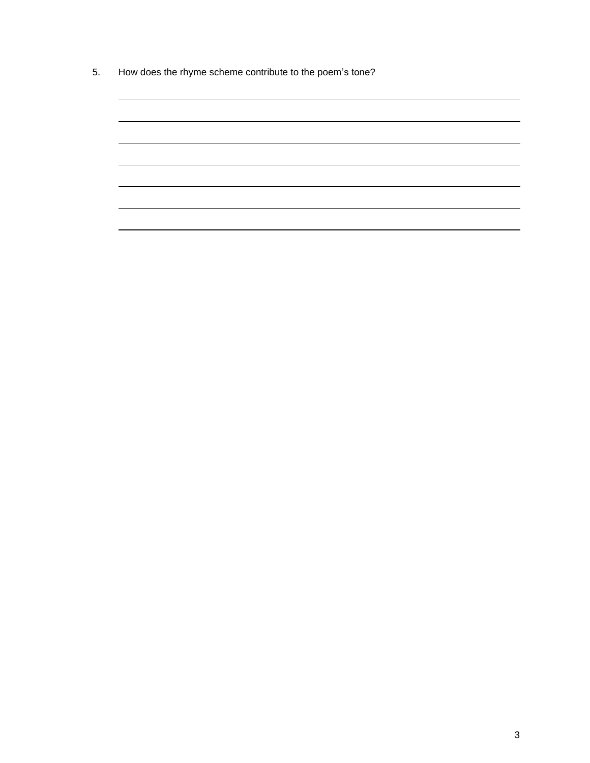5. How does the rhyme scheme contribute to the poem's tone?

\_\_\_\_\_\_\_\_\_\_\_\_\_\_\_\_\_\_\_\_\_\_\_\_\_\_\_\_\_\_\_\_\_\_\_\_\_\_\_\_\_\_\_\_\_\_\_\_\_\_\_\_\_\_\_\_\_\_\_\_\_\_\_\_\_\_\_\_\_\_\_\_

\_\_\_\_\_\_\_\_\_\_\_\_\_\_\_\_\_\_\_\_\_\_\_\_\_\_\_\_\_\_\_\_\_\_\_\_\_\_\_\_\_\_\_\_\_\_\_\_\_\_\_\_\_\_\_\_\_\_\_\_\_\_\_\_\_\_\_\_\_\_\_\_

\_\_\_\_\_\_\_\_\_\_\_\_\_\_\_\_\_\_\_\_\_\_\_\_\_\_\_\_\_\_\_\_\_\_\_\_\_\_\_\_\_\_\_\_\_\_\_\_\_\_\_\_\_\_\_\_\_\_\_\_\_\_\_\_\_\_\_\_\_\_\_\_

\_\_\_\_\_\_\_\_\_\_\_\_\_\_\_\_\_\_\_\_\_\_\_\_\_\_\_\_\_\_\_\_\_\_\_\_\_\_\_\_\_\_\_\_\_\_\_\_\_\_\_\_\_\_\_\_\_\_\_\_\_\_\_\_\_\_\_\_\_\_\_\_

\_\_\_\_\_\_\_\_\_\_\_\_\_\_\_\_\_\_\_\_\_\_\_\_\_\_\_\_\_\_\_\_\_\_\_\_\_\_\_\_\_\_\_\_\_\_\_\_\_\_\_\_\_\_\_\_\_\_\_\_\_\_\_\_\_\_\_\_\_\_\_\_

\_\_\_\_\_\_\_\_\_\_\_\_\_\_\_\_\_\_\_\_\_\_\_\_\_\_\_\_\_\_\_\_\_\_\_\_\_\_\_\_\_\_\_\_\_\_\_\_\_\_\_\_\_\_\_\_\_\_\_\_\_\_\_\_\_\_\_\_\_\_\_\_

\_\_\_\_\_\_\_\_\_\_\_\_\_\_\_\_\_\_\_\_\_\_\_\_\_\_\_\_\_\_\_\_\_\_\_\_\_\_\_\_\_\_\_\_\_\_\_\_\_\_\_\_\_\_\_\_\_\_\_\_\_\_\_\_\_\_\_\_\_\_\_\_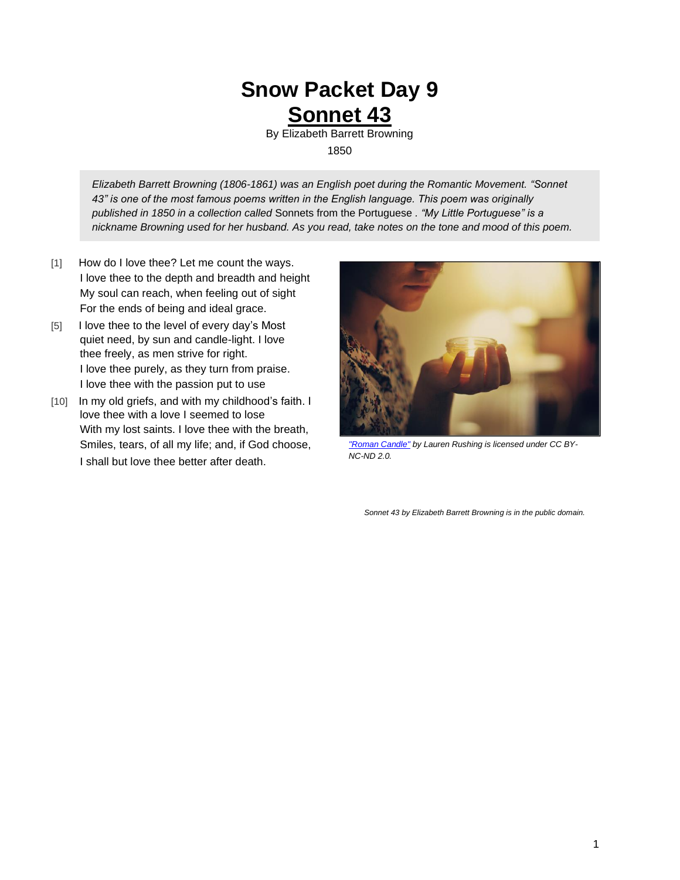# Snow Packet Day 9

## Sonnet 43

By Elizabeth Barrett Browning

1850

*Elizabeth Barrett Browning (1806-1861) was an English poet during the Romantic Movement. "Sonnet 43" is one of the most famous poems written in the English language. This poem was originally published in 1850 in a collection called* Sonnets from the Portuguese *. "My Little Portuguese" is a nickname Browning used for her husband. As you read, take notes on the tone and mood of this poem.*

[1] How do I love thee? Let me count the ways.
I love thee to the depth and breadth and height
My soul can reach, when feeling out of sight
For the ends of being and ideal grace.

[5] I love thee to the level of every day's Most
quiet need, by sun and candle-light. I love
thee freely, as men strive for right.
I love thee purely, as they turn from praise.
I love thee with the passion put to use

[10] In my old griefs, and with my childhood's faith. I
love thee with a love I seemed to lose
With my lost saints. I love thee with the breath,
Smiles, tears, of all my life; and, if God choose,
I shall but love thee better after death.

*"Roman Candle" by Lauren Rushing is licensed under CC BY-NC-ND 2.0.*

*Sonnet 43 by Elizabeth Barrett Browning is in the public domain.*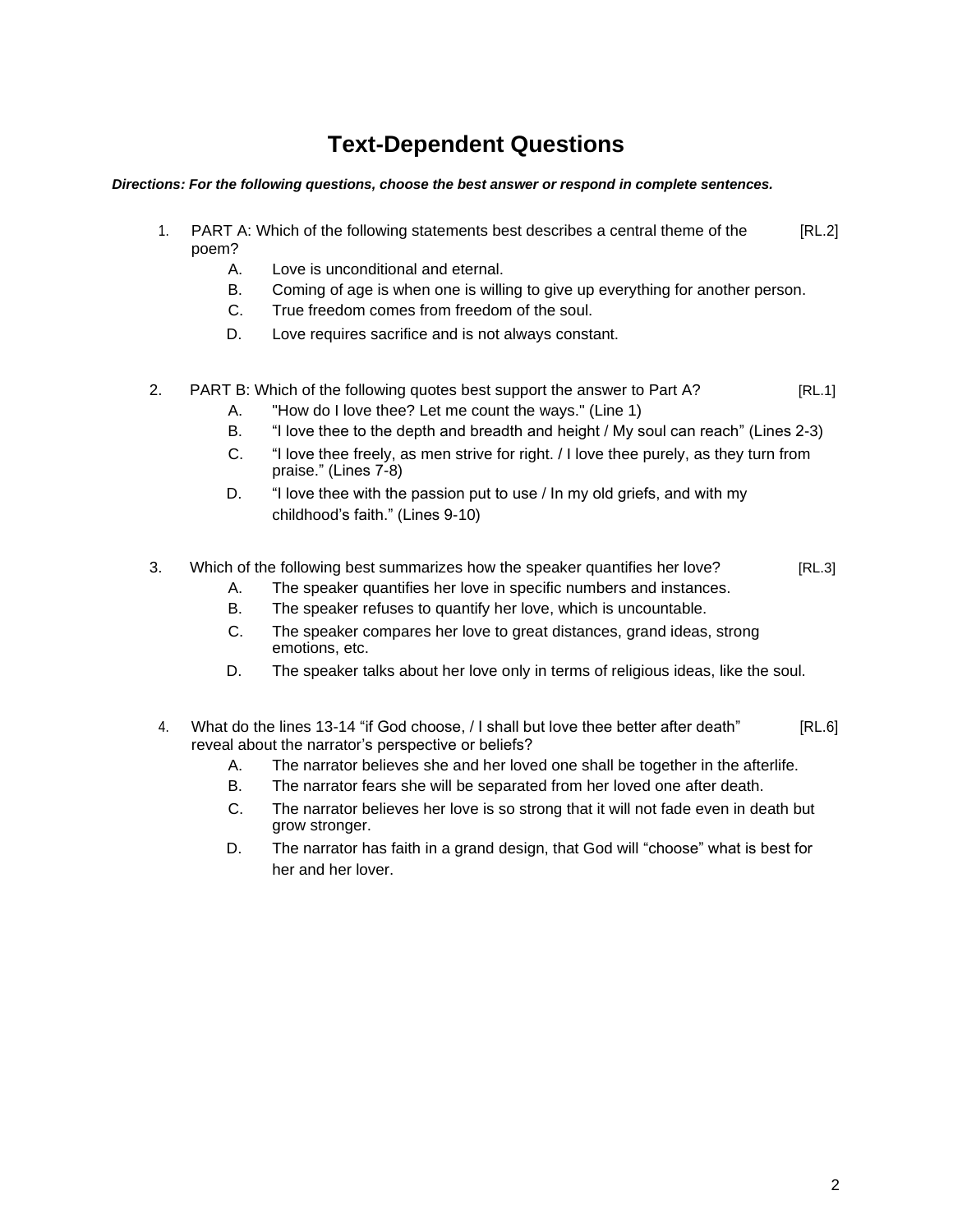# Text-Dependent Questions

***Directions: For the following questions, choose the best answer or respond in complete sentences.***

1. PART A: Which of the following statements best describes a central theme of the poem? [RL.2]
   A. Love is unconditional and eternal.
   B. Coming of age is when one is willing to give up everything for another person.
   C. True freedom comes from freedom of the soul.
   D. Love requires sacrifice and is not always constant.

2. PART B: Which of the following quotes best support the answer to Part A? [RL.1]
   A. "How do I love thee? Let me count the ways." (Line 1)
   B. "I love thee to the depth and breadth and height / My soul can reach" (Lines 2-3)
   C. "I love thee freely, as men strive for right. / I love thee purely, as they turn from praise." (Lines 7-8)
   D. "I love thee with the passion put to use / In my old griefs, and with my childhood's faith." (Lines 9-10)

3. Which of the following best summarizes how the speaker quantifies her love? [RL.3]
   A. The speaker quantifies her love in specific numbers and instances.
   B. The speaker refuses to quantify her love, which is uncountable.
   C. The speaker compares her love to great distances, grand ideas, strong emotions, etc.
   D. The speaker talks about her love only in terms of religious ideas, like the soul.

4. What do the lines 13-14 "if God choose, / I shall but love thee better after death" reveal about the narrator's perspective or beliefs? [RL.6]
   A. The narrator believes she and her loved one shall be together in the afterlife.
   B. The narrator fears she will be separated from her loved one after death.
   C. The narrator believes her love is so strong that it will not fade even in death but grow stronger.
   D. The narrator has faith in a grand design, that God will "choose" what is best for her and her lover.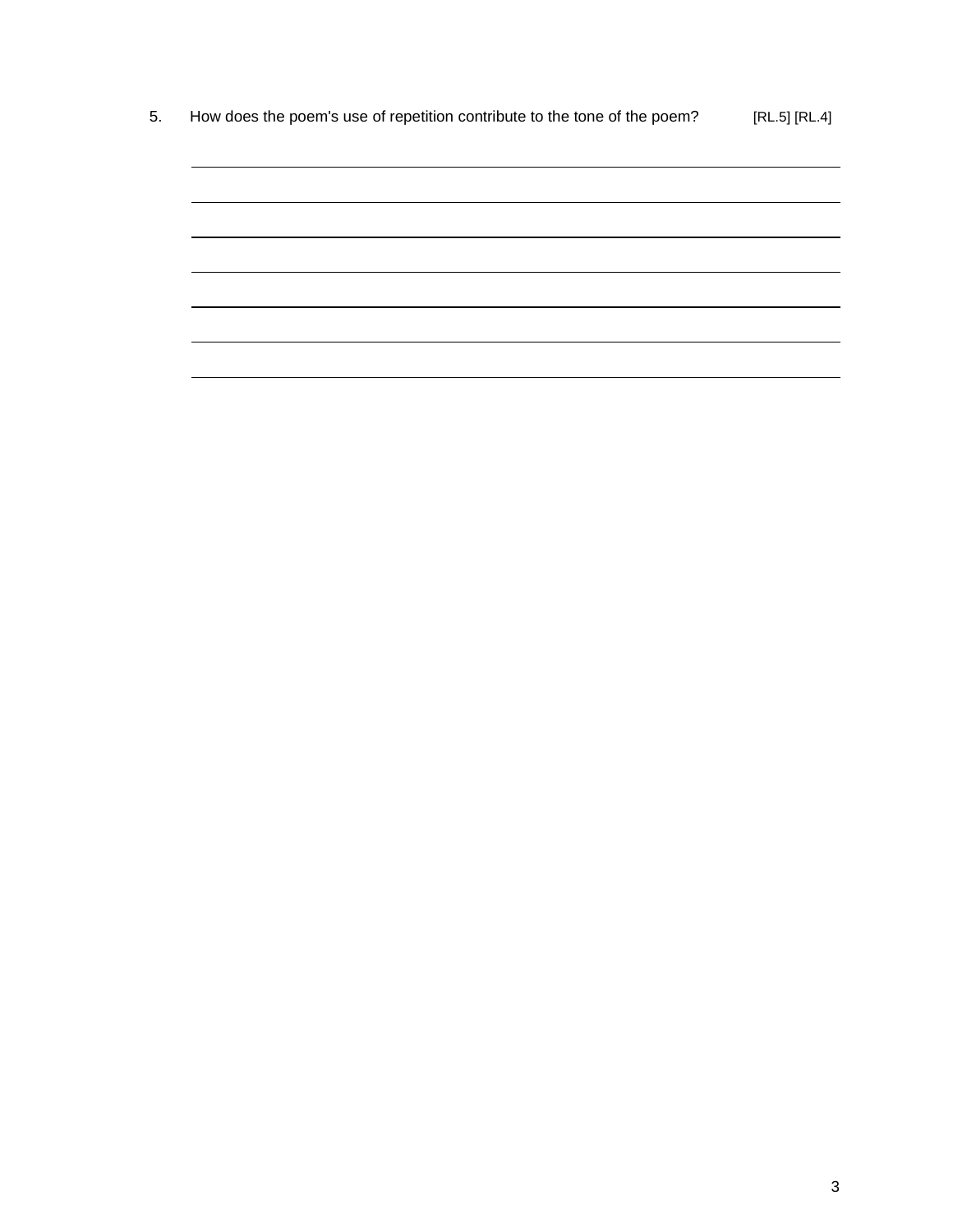5. How does the poem's use of repetition contribute to the tone of the poem? [RL.5] [RL.4]

______________________________________________________________________

______________________________________________________________________

______________________________________________________________________

______________________________________________________________________

______________________________________________________________________

______________________________________________________________________

______________________________________________________________________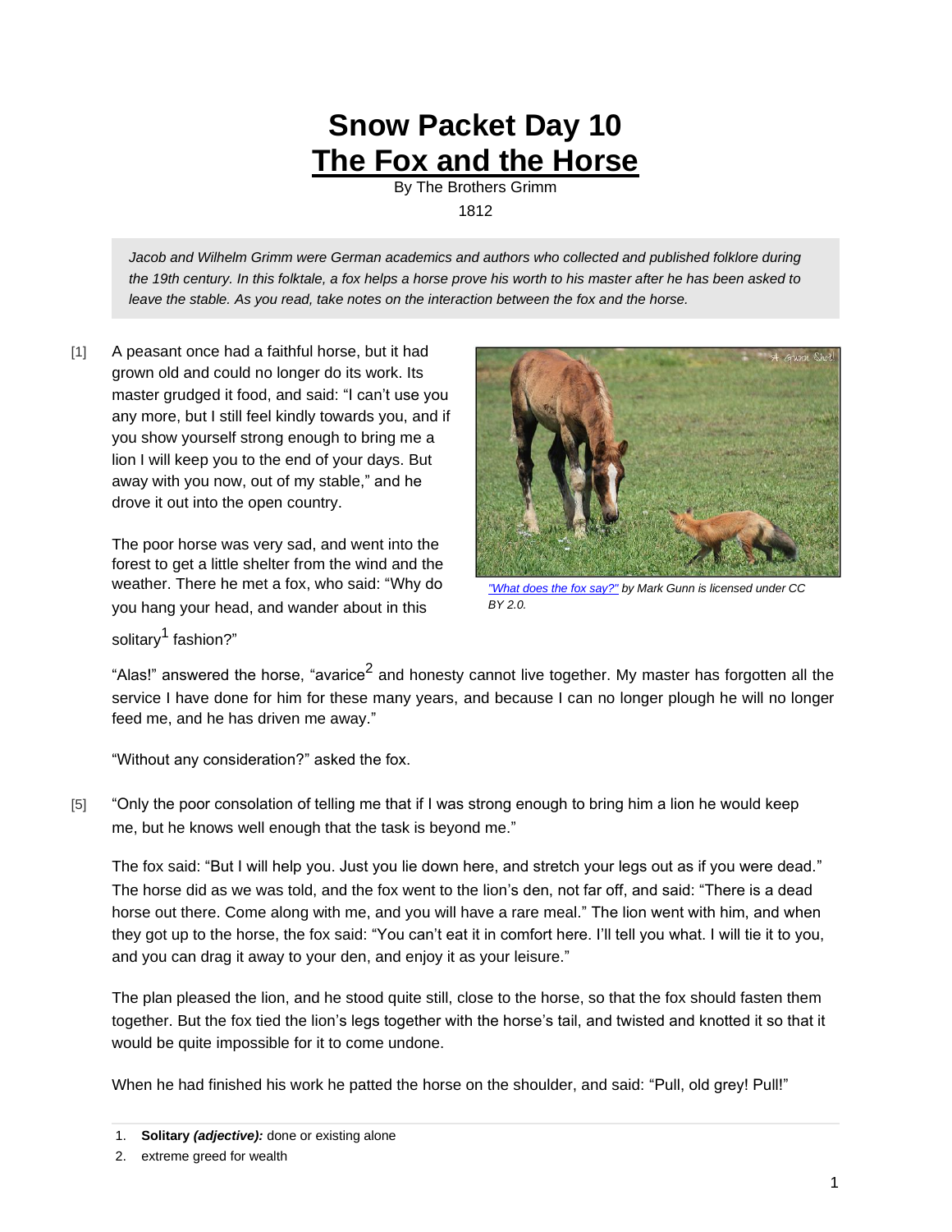# Snow Packet Day 10

# The Fox and the Horse

By The Brothers Grimm

1812

*Jacob and Wilhelm Grimm were German academics and authors who collected and published folklore during the 19th century. In this folktale, a fox helps a horse prove his worth to his master after he has been asked to leave the stable. As you read, take notes on the interaction between the fox and the horse.*

[1] A peasant once had a faithful horse, but it had grown old and could no longer do its work. Its master grudged it food, and said: "I can't use you any more, but I still feel kindly towards you, and if you show yourself strong enough to bring me a lion I will keep you to the end of your days. But away with you now, out of my stable," and he drove it out into the open country.

*"What does the fox say?" by Mark Gunn is licensed under CC BY 2.0.*

The poor horse was very sad, and went into the forest to get a little shelter from the wind and the weather. There he met a fox, who said: "Why do you hang your head, and wander about in this solitary[1] fashion?"

"Alas!" answered the horse, "avarice[2] and honesty cannot live together. My master has forgotten all the service I have done for him for these many years, and because I can no longer plough he will no longer feed me, and he has driven me away."

"Without any consideration?" asked the fox.

[5] "Only the poor consolation of telling me that if I was strong enough to bring him a lion he would keep me, but he knows well enough that the task is beyond me."

The fox said: "But I will help you. Just you lie down here, and stretch your legs out as if you were dead." The horse did as we was told, and the fox went to the lion's den, not far off, and said: "There is a dead horse out there. Come along with me, and you will have a rare meal." The lion went with him, and when they got up to the horse, the fox said: "You can't eat it in comfort here. I'll tell you what. I will tie it to you, and you can drag it away to your den, and enjoy it as your leisure."

The plan pleased the lion, and he stood quite still, close to the horse, so that the fox should fasten them together. But the fox tied the lion's legs together with the horse's tail, and twisted and knotted it so that it would be quite impossible for it to come undone.

When he had finished his work he patted the horse on the shoulder, and said: "Pull, old grey! Pull!"

1. **Solitary *(adjective):*** done or existing alone
2. extreme greed for wealth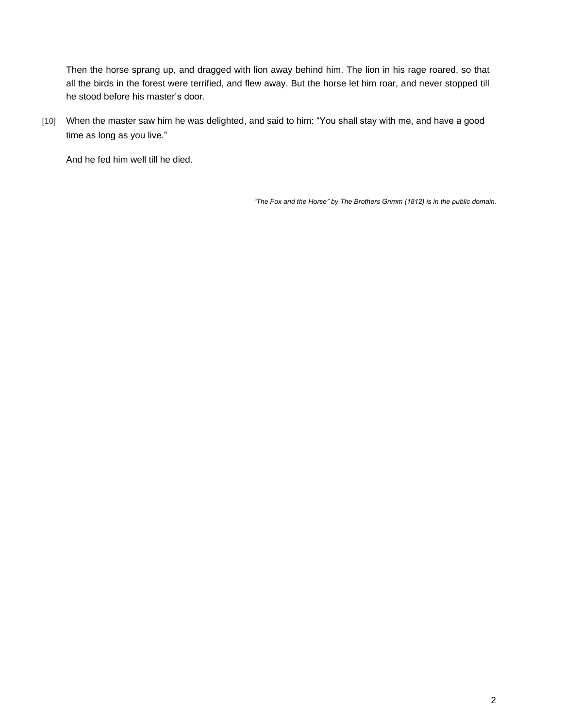Then the horse sprang up, and dragged with lion away behind him. The lion in his rage roared, so that all the birds in the forest were terrified, and flew away. But the horse let him roar, and never stopped till he stood before his master's door.

[10] When the master saw him he was delighted, and said to him: "You shall stay with me, and have a good time as long as you live."

And he fed him well till he died.

*"The Fox and the Horse" by The Brothers Grimm (1812) is in the public domain.*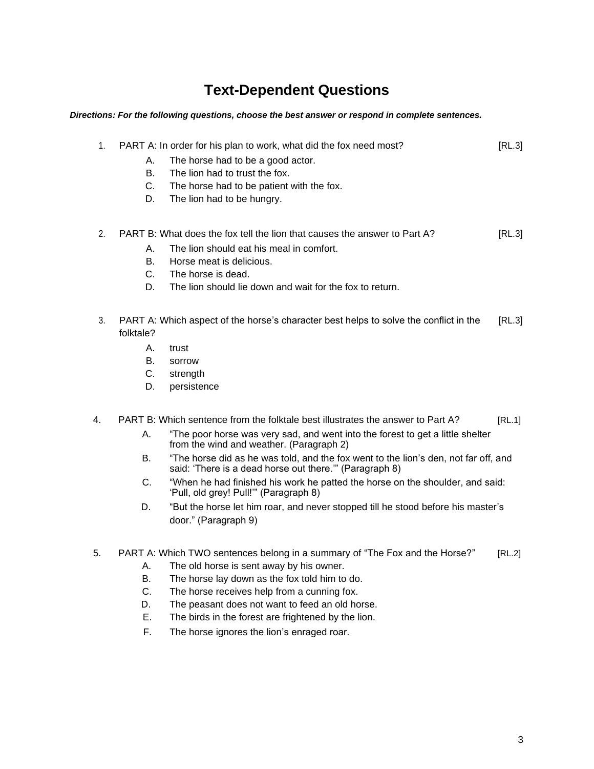# Text-Dependent Questions

***Directions: For the following questions, choose the best answer or respond in complete sentences.***

1. PART A: In order for his plan to work, what did the fox need most? [RL.3]
   - A. The horse had to be a good actor.
   - B. The lion had to trust the fox.
   - C. The horse had to be patient with the fox.
   - D. The lion had to be hungry.

2. PART B: What does the fox tell the lion that causes the answer to Part A? [RL.3]
   - A. The lion should eat his meal in comfort.
   - B. Horse meat is delicious.
   - C. The horse is dead.
   - D. The lion should lie down and wait for the fox to return.

3. PART A: Which aspect of the horse's character best helps to solve the conflict in the folktale? [RL.3]
   - A. trust
   - B. sorrow
   - C. strength
   - D. persistence

4. PART B: Which sentence from the folktale best illustrates the answer to Part A? [RL.1]
   - A. "The poor horse was very sad, and went into the forest to get a little shelter from the wind and weather. (Paragraph 2)
   - B. "The horse did as he was told, and the fox went to the lion's den, not far off, and said: 'There is a dead horse out there.'" (Paragraph 8)
   - C. "When he had finished his work he patted the horse on the shoulder, and said: 'Pull, old grey! Pull!'" (Paragraph 8)
   - D. "But the horse let him roar, and never stopped till he stood before his master's door." (Paragraph 9)

5. PART A: Which TWO sentences belong in a summary of "The Fox and the Horse?" [RL.2]
   - A. The old horse is sent away by his owner.
   - B. The horse lay down as the fox told him to do.
   - C. The horse receives help from a cunning fox.
   - D. The peasant does not want to feed an old horse.
   - E. The birds in the forest are frightened by the lion.
   - F. The horse ignores the lion's enraged roar.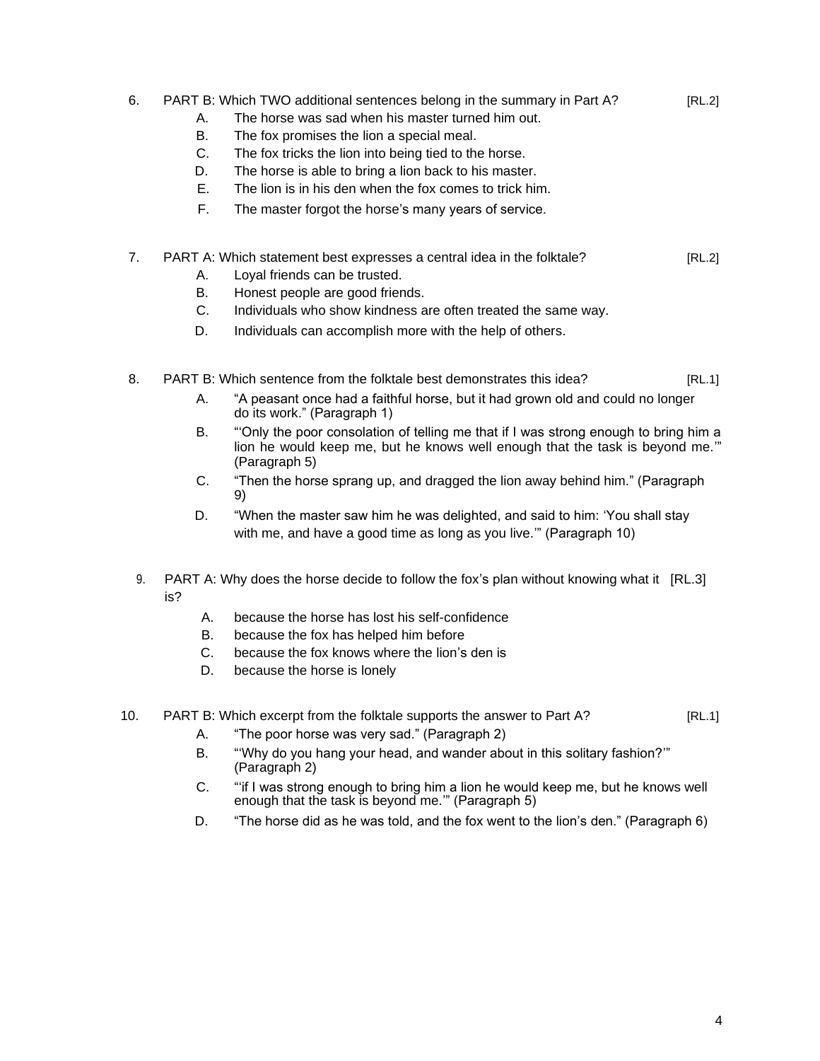6. PART B: Which TWO additional sentences belong in the summary in Part A? [RL.2]
   - A. The horse was sad when his master turned him out.
   - B. The fox promises the lion a special meal.
   - C. The fox tricks the lion into being tied to the horse.
   - D. The horse is able to bring a lion back to his master.
   - E. The lion is in his den when the fox comes to trick him.
   - F. The master forgot the horse's many years of service.

7. PART A: Which statement best expresses a central idea in the folktale? [RL.2]
   - A. Loyal friends can be trusted.
   - B. Honest people are good friends.
   - C. Individuals who show kindness are often treated the same way.
   - D. Individuals can accomplish more with the help of others.

8. PART B: Which sentence from the folktale best demonstrates this idea? [RL.1]
   - A. "A peasant once had a faithful horse, but it had grown old and could no longer do its work." (Paragraph 1)
   - B. "'Only the poor consolation of telling me that if I was strong enough to bring him a lion he would keep me, but he knows well enough that the task is beyond me.'" (Paragraph 5)
   - C. "Then the horse sprang up, and dragged the lion away behind him." (Paragraph 9)
   - D. "When the master saw him he was delighted, and said to him: 'You shall stay with me, and have a good time as long as you live.'" (Paragraph 10)

9. PART A: Why does the horse decide to follow the fox's plan without knowing what it is? [RL.3]
   - A. because the horse has lost his self-confidence
   - B. because the fox has helped him before
   - C. because the fox knows where the lion's den is
   - D. because the horse is lonely

10. PART B: Which excerpt from the folktale supports the answer to Part A? [RL.1]
    - A. "The poor horse was very sad." (Paragraph 2)
    - B. "'Why do you hang your head, and wander about in this solitary fashion?'" (Paragraph 2)
    - C. "'if I was strong enough to bring him a lion he would keep me, but he knows well enough that the task is beyond me.'" (Paragraph 5)
    - D. "The horse did as he was told, and the fox went to the lion's den." (Paragraph 6)